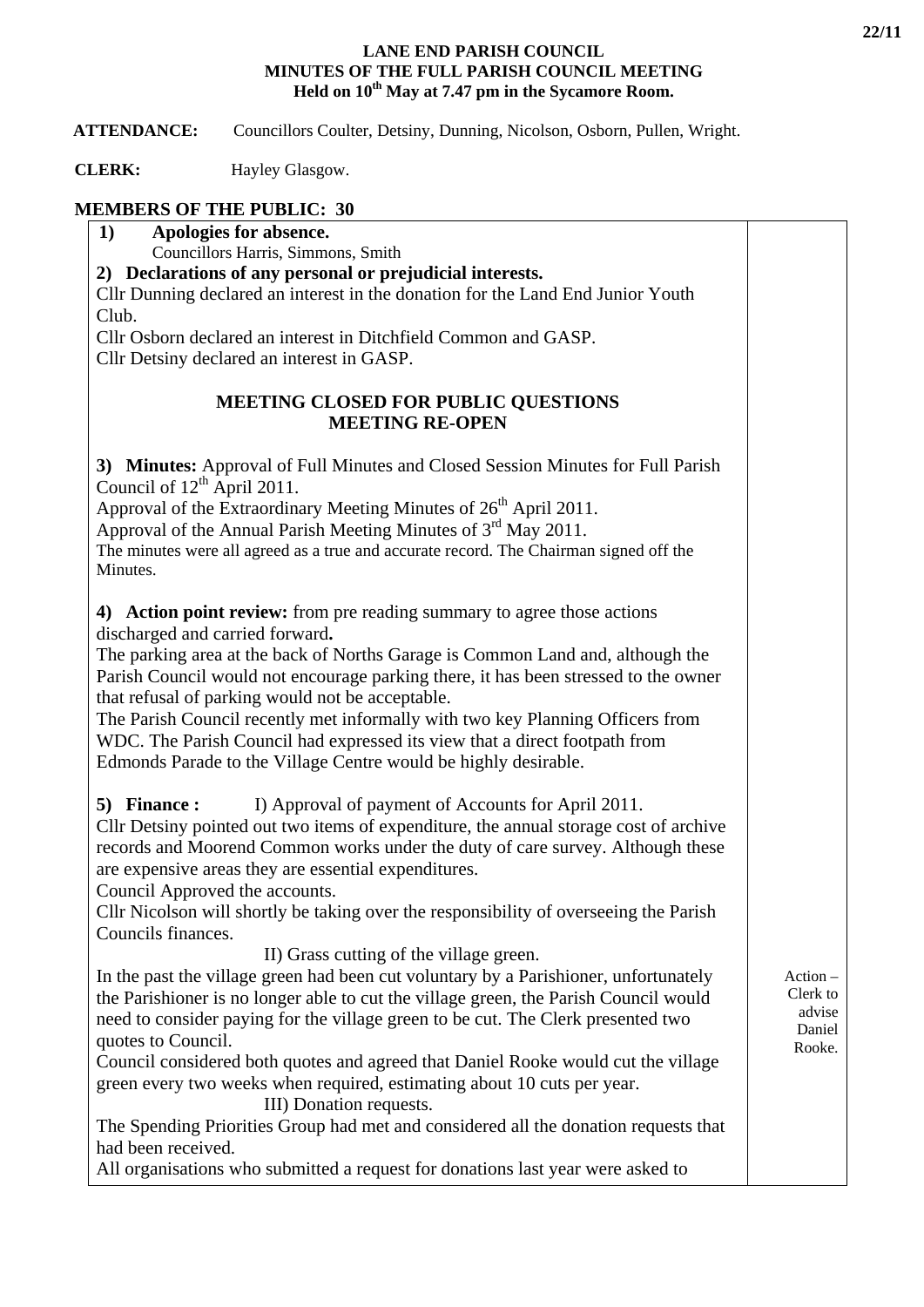# LANE END PARISH COUNCIL
## MINUTES OF THE FULL PARISH COUNCIL MEETING
### Held on 10th May at 7.47 pm in the Sycamore Room.

**ATTENDANCE:** Councillors Coulter, Detsiny, Dunning, Nicolson, Osborn, Pullen, Wright.

**CLERK:** Hayley Glasgow.

**MEMBERS OF THE PUBLIC: 30**

| | |
|---|---|
| **1) Apologies for absence.**<br>Councillors Harris, Simmons, Smith<br>**2) Declarations of any personal or prejudicial interests.**<br>Cllr Dunning declared an interest in the donation for the Land End Junior Youth Club.<br>Cllr Osborn declared an interest in Ditchfield Common and GASP.<br>Cllr Detsiny declared an interest in GASP.<br><br>**MEETING CLOSED FOR PUBLIC QUESTIONS**<br>**MEETING RE-OPEN**<br><br>**3) Minutes:** Approval of Full Minutes and Closed Session Minutes for Full Parish Council of 12th April 2011.<br>Approval of the Extraordinary Meeting Minutes of 26th April 2011.<br>Approval of the Annual Parish Meeting Minutes of 3rd May 2011.<br>The minutes were all agreed as a true and accurate record. The Chairman signed off the Minutes.<br><br>**4) Action point review:** from pre reading summary to agree those actions discharged and carried forward**.**<br>The parking area at the back of Norths Garage is Common Land and, although the Parish Council would not encourage parking there, it has been stressed to the owner that refusal of parking would not be acceptable.<br>The Parish Council recently met informally with two key Planning Officers from WDC. The Parish Council had expressed its view that a direct footpath from Edmonds Parade to the Village Centre would be highly desirable.<br><br>**5) Finance :** I) Approval of payment of Accounts for April 2011.<br>Cllr Detsiny pointed out two items of expenditure, the annual storage cost of archive records and Moorend Common works under the duty of care survey. Although these are expensive areas they are essential expenditures.<br>Council Approved the accounts.<br>Cllr Nicolson will shortly be taking over the responsibility of overseeing the Parish Councils finances.<br>II) Grass cutting of the village green.<br>In the past the village green had been cut voluntary by a Parishioner, unfortunately the Parishioner is no longer able to cut the village green, the Parish Council would need to consider paying for the village green to be cut. The Clerk presented two quotes to Council.<br>Council considered both quotes and agreed that Daniel Rooke would cut the village green every two weeks when required, estimating about 10 cuts per year.<br>III) Donation requests.<br>The Spending Priorities Group had met and considered all the donation requests that had been received.<br>All organisations who submitted a request for donations last year were asked to | Action – Clerk to advise Daniel Rooke. |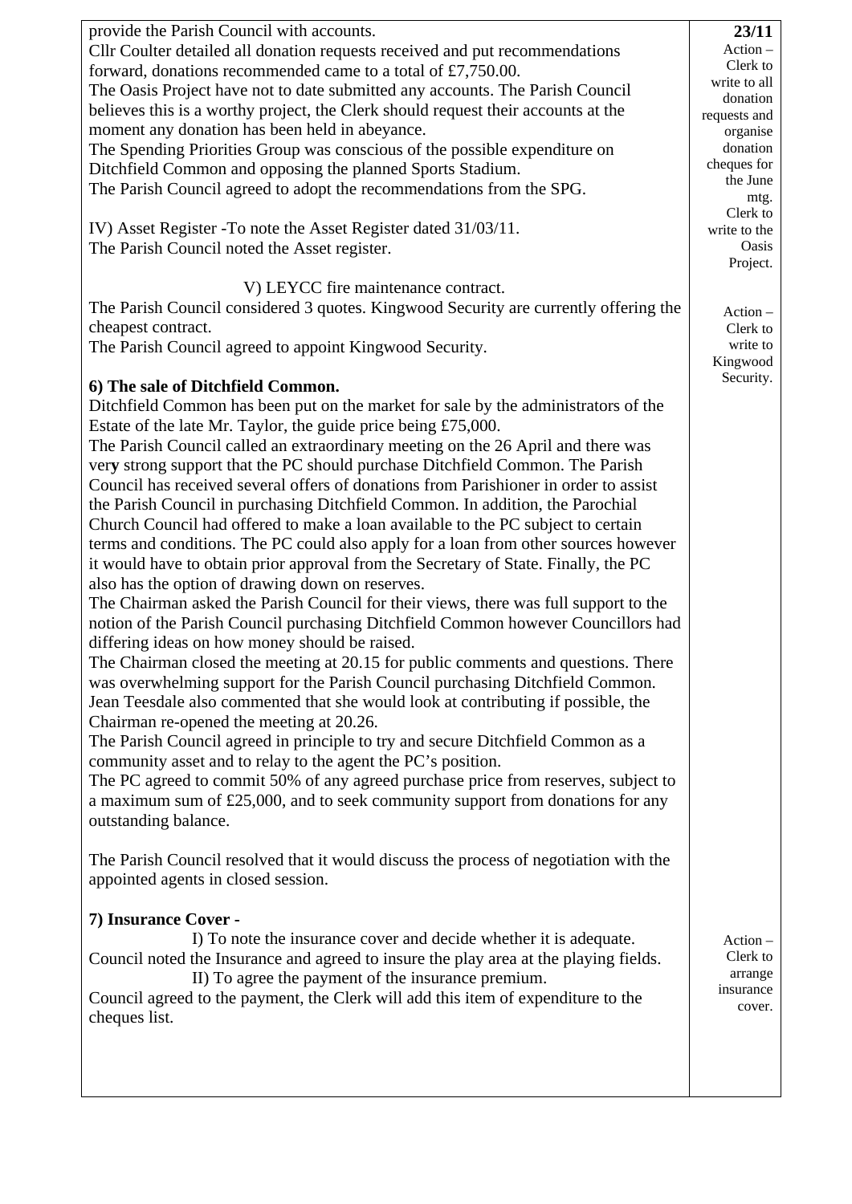| | 23/11 |
|---|---|
| provide the Parish Council with accounts.<br>Cllr Coulter detailed all donation requests received and put recommendations forward, donations recommended came to a total of £7,750.00.<br>The Oasis Project have not to date submitted any accounts. The Parish Council believes this is a worthy project, the Clerk should request their accounts at the moment any donation has been held in abeyance.<br>The Spending Priorities Group was conscious of the possible expenditure on Ditchfield Common and opposing the planned Sports Stadium.<br>The Parish Council agreed to adopt the recommendations from the SPG. | Action – Clerk to write to all donation requests and organise donation cheques for the June mtg. Clerk to write to the Oasis Project. |
| IV) Asset Register -To note the Asset Register dated 31/03/11.<br>The Parish Council noted the Asset register. | |
| V) LEYCC fire maintenance contract.<br>The Parish Council considered 3 quotes. Kingwood Security are currently offering the cheapest contract.<br>The Parish Council agreed to appoint Kingwood Security. | Action – Clerk to write to Kingwood Security. |
| **6) The sale of Ditchfield Common.**<br>Ditchfield Common has been put on the market for sale by the administrators of the Estate of the late Mr. Taylor, the guide price being £75,000.<br>The Parish Council called an extraordinary meeting on the 26 April and there was very strong support that the PC should purchase Ditchfield Common. The Parish Council has received several offers of donations from Parishioner in order to assist the Parish Council in purchasing Ditchfield Common. In addition, the Parochial Church Council had offered to make a loan available to the PC subject to certain terms and conditions. The PC could also apply for a loan from other sources however it would have to obtain prior approval from the Secretary of State. Finally, the PC also has the option of drawing down on reserves.<br>The Chairman asked the Parish Council for their views, there was full support to the notion of the Parish Council purchasing Ditchfield Common however Councillors had differing ideas on how money should be raised.<br>The Chairman closed the meeting at 20.15 for public comments and questions. There was overwhelming support for the Parish Council purchasing Ditchfield Common. Jean Teesdale also commented that she would look at contributing if possible, the Chairman re-opened the meeting at 20.26.<br>The Parish Council agreed in principle to try and secure Ditchfield Common as a community asset and to relay to the agent the PC's position.<br>The PC agreed to commit 50% of any agreed purchase price from reserves, subject to a maximum sum of £25,000, and to seek community support from donations for any outstanding balance.<br><br>The Parish Council resolved that it would discuss the process of negotiation with the appointed agents in closed session. | |
| **7) Insurance Cover -**<br>I) To note the insurance cover and decide whether it is adequate.<br>Council noted the Insurance and agreed to insure the play area at the playing fields.<br>II) To agree the payment of the insurance premium.<br>Council agreed to the payment, the Clerk will add this item of expenditure to the cheques list. | Action – Clerk to arrange insurance cover. |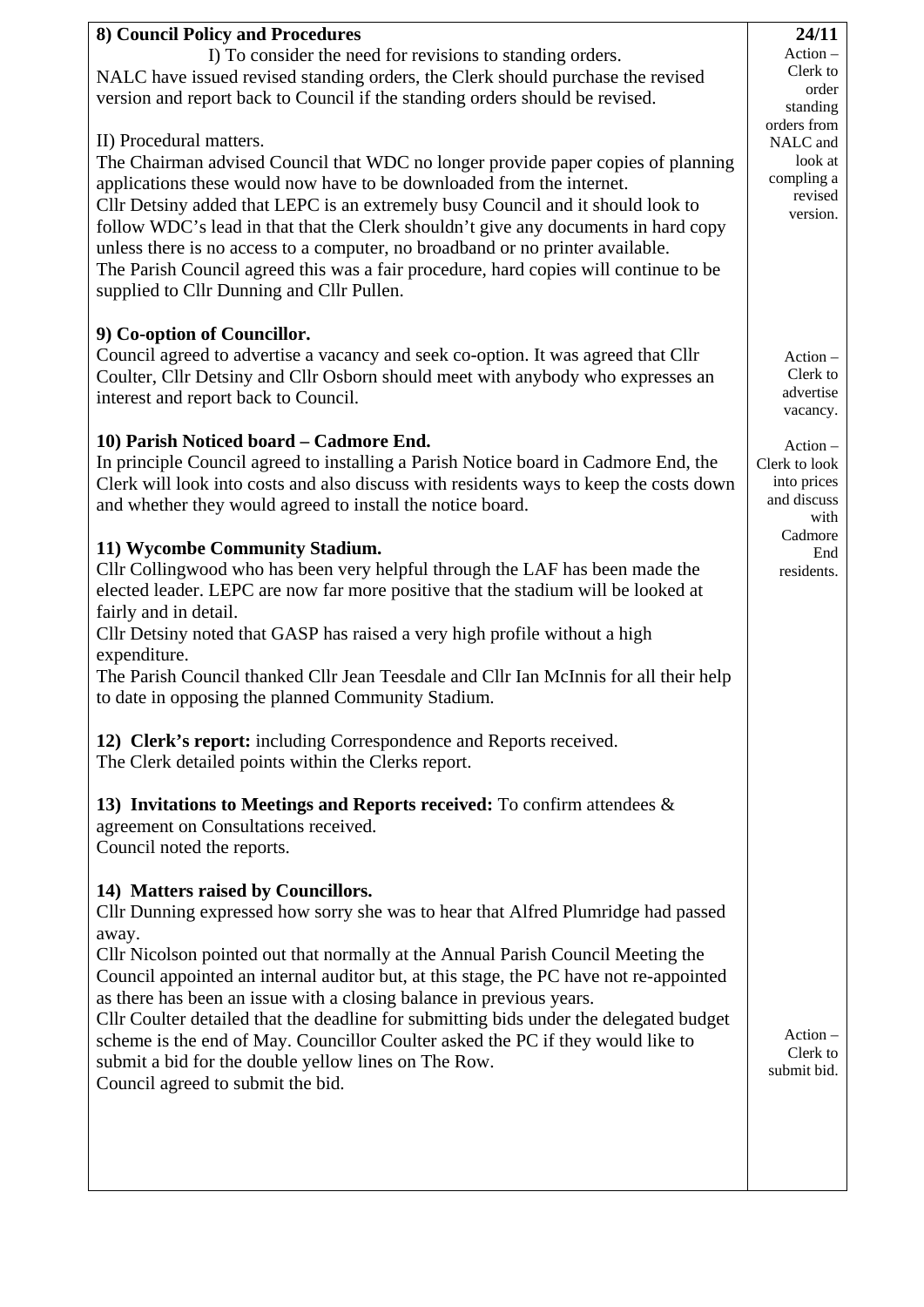**8) Council Policy and Procedures**

I) To consider the need for revisions to standing orders.

NALC have issued revised standing orders, the Clerk should purchase the revised version and report back to Council if the standing orders should be revised.

*Action – Clerk to order standing orders from NALC and look at compling a revised version.*

II) Procedural matters.

The Chairman advised Council that WDC no longer provide paper copies of planning applications these would now have to be downloaded from the internet.

Cllr Detsiny added that LEPC is an extremely busy Council and it should look to follow WDC's lead in that that the Clerk shouldn't give any documents in hard copy unless there is no access to a computer, no broadband or no printer available.

The Parish Council agreed this was a fair procedure, hard copies will continue to be supplied to Cllr Dunning and Cllr Pullen.

**9) Co-option of Councillor.**

Council agreed to advertise a vacancy and seek co-option. It was agreed that Cllr Coulter, Cllr Detsiny and Cllr Osborn should meet with anybody who expresses an interest and report back to Council.

*Action – Clerk to advertise vacancy.*

**10) Parish Noticed board – Cadmore End.**

In principle Council agreed to installing a Parish Notice board in Cadmore End, the Clerk will look into costs and also discuss with residents ways to keep the costs down and whether they would agreed to install the notice board.

*Action – Clerk to look into prices and discuss with Cadmore End residents.*

**11) Wycombe Community Stadium.**

Cllr Collingwood who has been very helpful through the LAF has been made the elected leader. LEPC are now far more positive that the stadium will be looked at fairly and in detail.

Cllr Detsiny noted that GASP has raised a very high profile without a high expenditure.

The Parish Council thanked Cllr Jean Teesdale and Cllr Ian McInnis for all their help to date in opposing the planned Community Stadium.

**12) Clerk's report:** including Correspondence and Reports received.

The Clerk detailed points within the Clerks report.

**13) Invitations to Meetings and Reports received:** To confirm attendees & agreement on Consultations received.

Council noted the reports.

**14) Matters raised by Councillors.**

Cllr Dunning expressed how sorry she was to hear that Alfred Plumridge had passed away.

Cllr Nicolson pointed out that normally at the Annual Parish Council Meeting the Council appointed an internal auditor but, at this stage, the PC have not re-appointed as there has been an issue with a closing balance in previous years.

Cllr Coulter detailed that the deadline for submitting bids under the delegated budget scheme is the end of May. Councillor Coulter asked the PC if they would like to submit a bid for the double yellow lines on The Row.

Council agreed to submit the bid.

*Action – Clerk to submit bid.*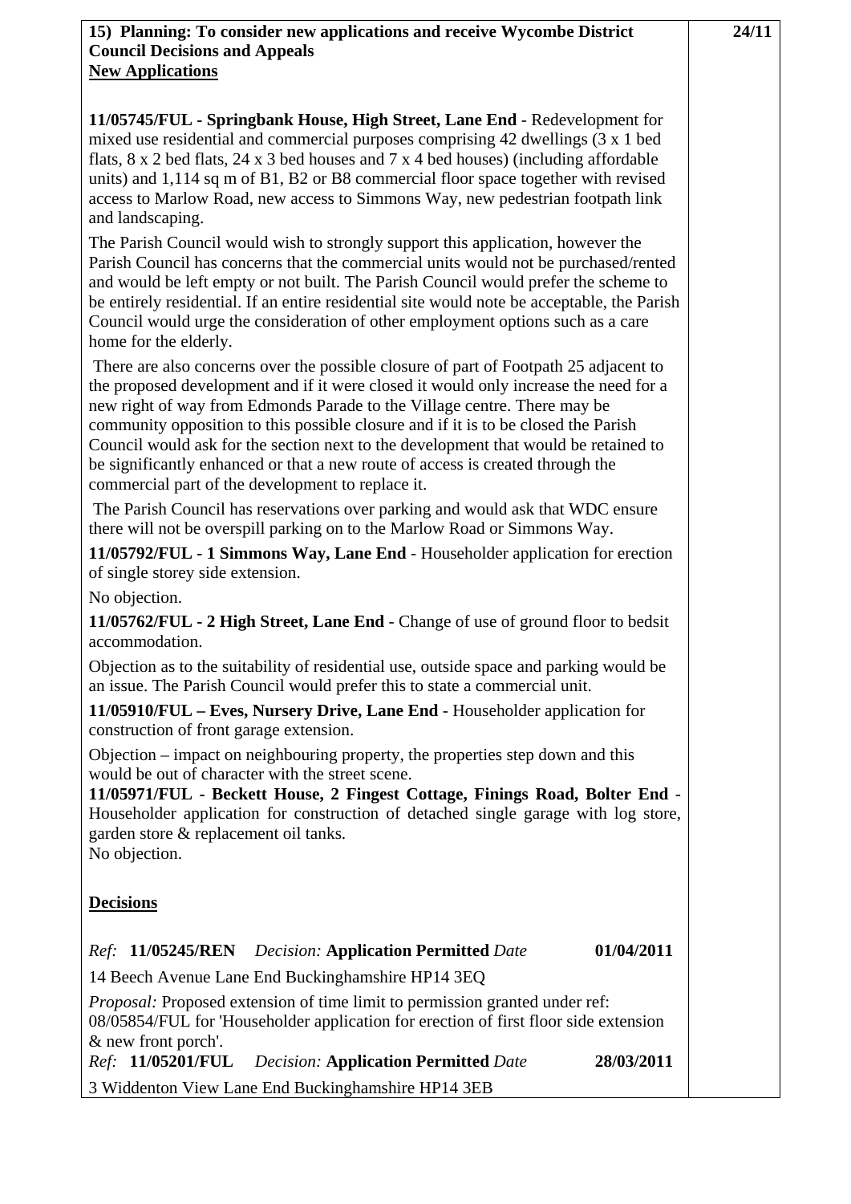**15) Planning: To consider new applications and receive Wycombe District Council Decisions and Appeals** **24/11**

**New Applications**

**11/05745/FUL - Springbank House, High Street, Lane End** - Redevelopment for mixed use residential and commercial purposes comprising 42 dwellings (3 x 1 bed flats, 8 x 2 bed flats, 24 x 3 bed houses and 7 x 4 bed houses) (including affordable units) and 1,114 sq m of B1, B2 or B8 commercial floor space together with revised access to Marlow Road, new access to Simmons Way, new pedestrian footpath link and landscaping.

The Parish Council would wish to strongly support this application, however the Parish Council has concerns that the commercial units would not be purchased/rented and would be left empty or not built. The Parish Council would prefer the scheme to be entirely residential. If an entire residential site would note be acceptable, the Parish Council would urge the consideration of other employment options such as a care home for the elderly.

There are also concerns over the possible closure of part of Footpath 25 adjacent to the proposed development and if it were closed it would only increase the need for a new right of way from Edmonds Parade to the Village centre. There may be community opposition to this possible closure and if it is to be closed the Parish Council would ask for the section next to the development that would be retained to be significantly enhanced or that a new route of access is created through the commercial part of the development to replace it.

The Parish Council has reservations over parking and would ask that WDC ensure there will not be overspill parking on to the Marlow Road or Simmons Way.

**11/05792/FUL - 1 Simmons Way, Lane End** - Householder application for erection of single storey side extension.

No objection.

**11/05762/FUL - 2 High Street, Lane End** - Change of use of ground floor to bedsit accommodation.

Objection as to the suitability of residential use, outside space and parking would be an issue. The Parish Council would prefer this to state a commercial unit.

**11/05910/FUL – Eves, Nursery Drive, Lane End** - Householder application for construction of front garage extension.

Objection – impact on neighbouring property, the properties step down and this would be out of character with the street scene.

**11/05971/FUL - Beckett House, 2 Fingest Cottage, Finings Road, Bolter End** - Householder application for construction of detached single garage with log store, garden store & replacement oil tanks.

No objection.

**Decisions**

*Ref:* **11/05245/REN** *Decision:* **Application Permitted** *Date* **01/04/2011**

14 Beech Avenue Lane End Buckinghamshire HP14 3EQ

*Proposal:* Proposed extension of time limit to permission granted under ref: 08/05854/FUL for 'Householder application for erection of first floor side extension & new front porch'.

*Ref:* **11/05201/FUL** *Decision:* **Application Permitted** *Date* **28/03/2011**

3 Widdenton View Lane End Buckinghamshire HP14 3EB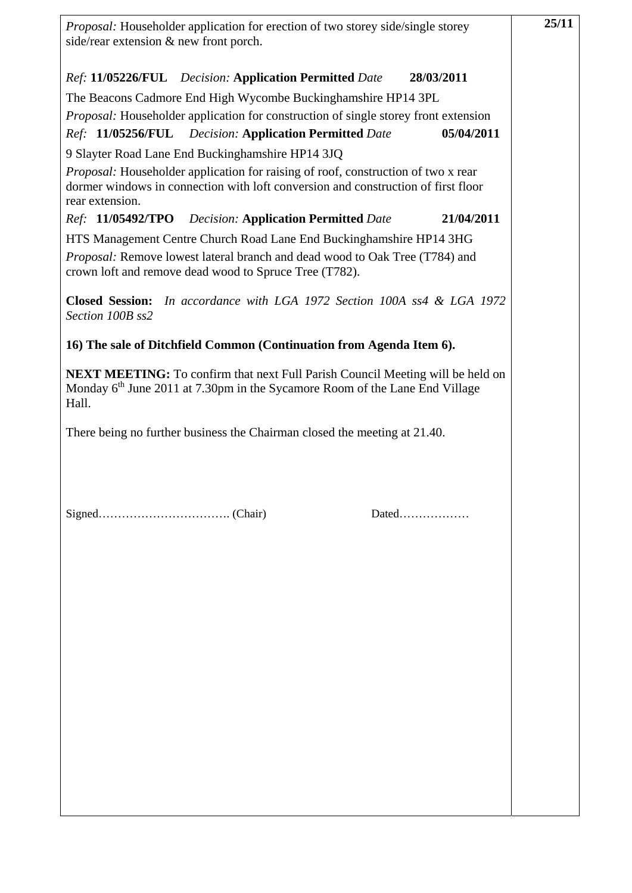*Proposal:* Householder application for erection of two storey side/single storey side/rear extension & new front porch.

*Ref:* **11/05226/FUL** *Decision:* **Application Permitted** *Date* **28/03/2011**

The Beacons Cadmore End High Wycombe Buckinghamshire HP14 3PL

*Proposal:* Householder application for construction of single storey front extension

*Ref:* **11/05256/FUL** *Decision:* **Application Permitted** *Date* **05/04/2011**

9 Slayter Road Lane End Buckinghamshire HP14 3JQ

*Proposal:* Householder application for raising of roof, construction of two x rear dormer windows in connection with loft conversion and construction of first floor rear extension.

*Ref:* **11/05492/TPO** *Decision:* **Application Permitted** *Date* **21/04/2011**

HTS Management Centre Church Road Lane End Buckinghamshire HP14 3HG

*Proposal:* Remove lowest lateral branch and dead wood to Oak Tree (T784) and crown loft and remove dead wood to Spruce Tree (T782).

**Closed Session:** *In accordance with LGA 1972 Section 100A ss4 & LGA 1972 Section 100B ss2*

**16) The sale of Ditchfield Common (Continuation from Agenda Item 6).**

**NEXT MEETING:** To confirm that next Full Parish Council Meeting will be held on Monday 6th June 2011 at 7.30pm in the Sycamore Room of the Lane End Village Hall.

There being no further business the Chairman closed the meeting at 21.40.

Signed……………………………. (Chair) Dated………………